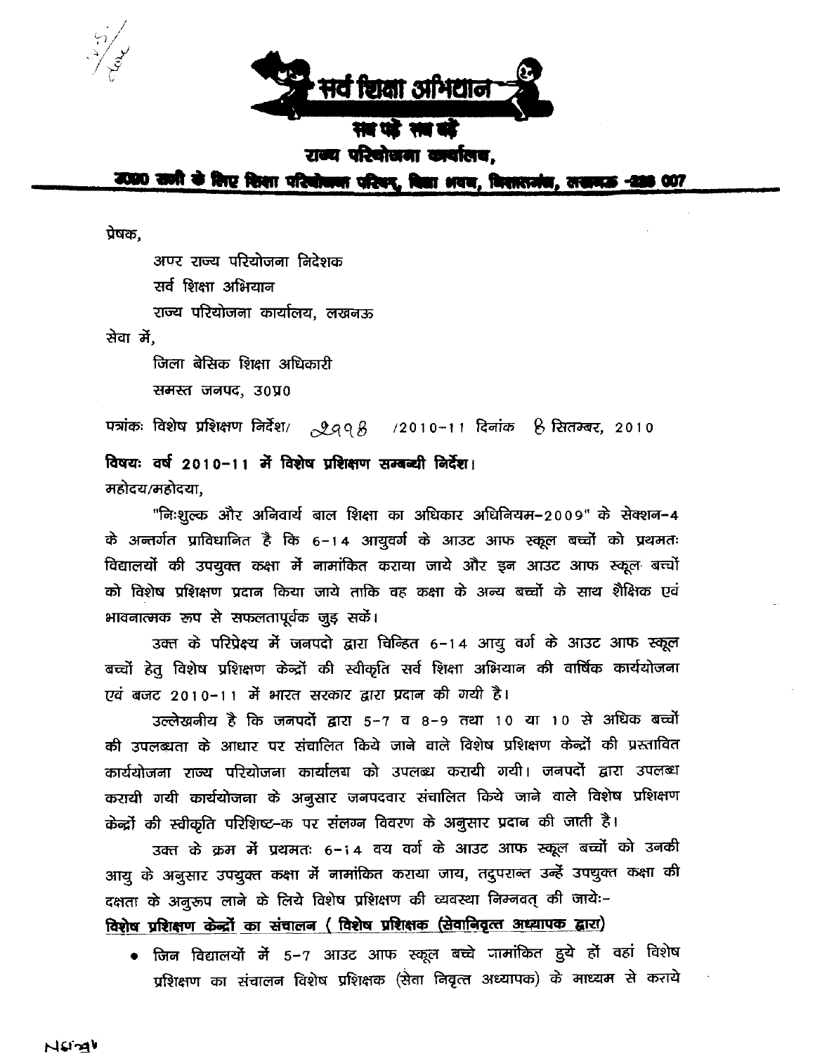# सर्व शिक्षा अभियान

सब पढ़ें सब बढ़ें

राज्य परियोजना कार्यालय,

उ0प्र0 सभी के लिए शिक्षा परियोजना परिषद, विद्या भवन, निशातगंज, लखनऊ -226 007

प्रेषक,

अपर राज्य परियोजना निदेशक
सर्व शिक्षा अभियान
राज्य परियोजना कार्यालय, लखनऊ

सेवा में,

जिला बेसिक शिक्षा अधिकारी
समस्त जनपद, उ0प्र0

पत्रांकः विशेष प्रशिक्षण निर्देश/ 2998 /2010-11 दिनांक 8 सितम्बर, 2010

**विषयः वर्ष 2010-11 में विशेष प्रशिक्षण सम्बन्धी निर्देश।**

महोदय/महोदया,

"निःशुल्क और अनिवार्य बाल शिक्षा का अधिकार अधिनियम-2009" के सेक्शन-4 के अन्तर्गत प्राविधानित है कि 6-14 आयुवर्ग के आउट आफ स्कूल बच्चों को प्रथमतः विद्यालयों की उपयुक्त कक्षा में नामांकित कराया जाये और इन आउट आफ स्कूल बच्चों को विशेष प्रशिक्षण प्रदान किया जाये ताकि वह कक्षा के अन्य बच्चों के साथ शैक्षिक एवं भावनात्मक रुप से सफलतापूर्वक जुड़ सकें।

उक्त के परिप्रेक्ष्य में जनपदो द्वारा चिन्हित 6-14 आयु वर्ग के आउट आफ स्कूल बच्चों हेतु विशेष प्रशिक्षण केन्द्रों की स्वीकृति सर्व शिक्षा अभियान की वार्षिक कार्ययोजना एवं बजट 2010-11 में भारत सरकार द्वारा प्रदान की गयी है।

उल्लेखनीय है कि जनपदों द्वारा 5-7 व 8-9 तथा 10 या 10 से अधिक बच्चों की उपलब्धता के आधार पर संचालित किये जाने वाले विशेष प्रशिक्षण केन्द्रों की प्रस्तावित कार्ययोजना राज्य परियोजना कार्यालय को उपलब्ध करायी गयी। जनपदों द्वारा उपलब्ध करायी गयी कार्ययोजना के अनुसार जनपदवार संचालित किये जाने वाले विशेष प्रशिक्षण केन्द्रों की स्वीकृति परिशिष्ट-क पर संलग्न विवरण के अनुसार प्रदान की जाती है।

उक्त के क्रम में प्रथमतः 6-14 वय वर्ग के आउट आफ स्कूल बच्चों को उनकी आयु के अनुसार उपयुक्त कक्षा में नामांकित कराया जाय, तदुपरान्त उन्हें उपयुक्त कक्षा की दक्षता के अनुरुप लाने के लिये विशेष प्रशिक्षण की व्यवस्था निम्नवत् की जायेः-

**<u>विशेष प्रशिक्षण केन्द्रों का संचालन ( विशेष प्रशिक्षक (सेवानिवृत्त अध्यापक द्वारा)</u>**

- जिन विद्यालयों में 5-7 आउट आफ स्कूल बच्चे नामांकित हुये हों वहां विशेष प्रशिक्षण का संचालन विशेष प्रशिक्षक (सेवा निवृत्त अध्यापक) के माध्यम से कराये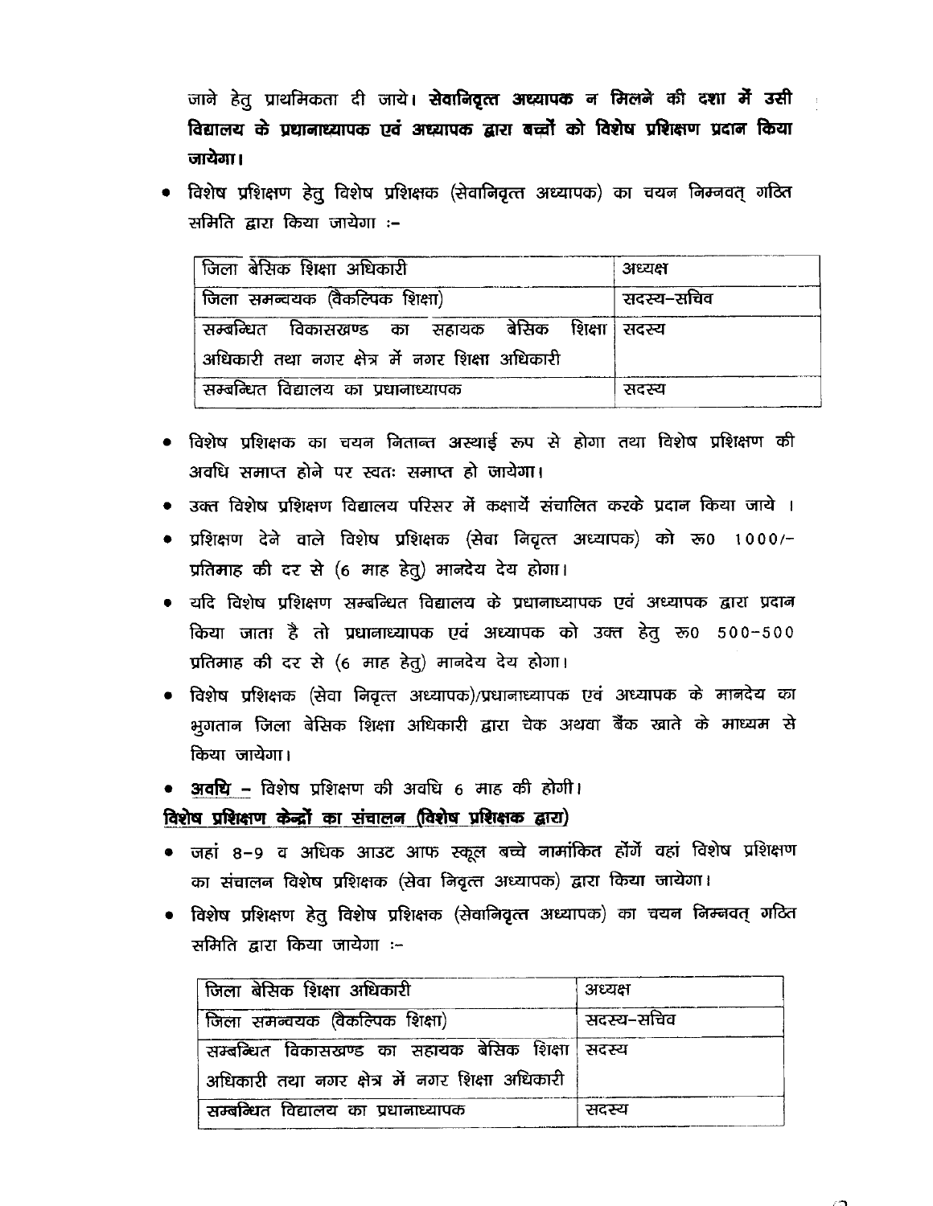जाने हेतु प्राथमिकता दी जाये। **सेवानिवृत्त अध्यापक न मिलने की दशा में उसी विद्यालय के प्रधानाध्यापक एवं अध्यापक द्वारा बच्चों को विशेष प्रशिक्षण प्रदान किया जायेगा।**

- विशेष प्रशिक्षण हेतु विशेष प्रशिक्षक (सेवानिवृत्त अध्यापक) का चयन निम्नवत् गठित समिति द्वारा किया जायेगा :-

| | |
|---|---|
| जिला बेसिक शिक्षा अधिकारी | अध्यक्ष |
| जिला समन्वयक (वैकल्पिक शिक्षा) | सदस्य-सचिव |
| सम्बन्धित विकासखण्ड का सहायक बेसिक शिक्षा अधिकारी तथा नगर क्षेत्र में नगर शिक्षा अधिकारी | सदस्य |
| सम्बन्धित विद्यालय का प्रधानाध्यापक | सदस्य |

- विशेष प्रशिक्षक का चयन नितान्त अस्थाई रूप से होगा तथा विशेष प्रशिक्षण की अवधि समाप्त होने पर स्वतः समाप्त हो जायेगा।
- उक्त विशेष प्रशिक्षण विद्यालय परिसर में कक्षायें संचालित करके प्रदान किया जाये ।
- प्रशिक्षण देने वाले विशेष प्रशिक्षक (सेवा निवृत्त अध्यापक) को रू0 1000/- प्रतिमाह की दर से (6 माह हेतु) मानदेय देय होगा।
- यदि विशेष प्रशिक्षण सम्बन्धित विद्यालय के प्रधानाध्यापक एवं अध्यापक द्वारा प्रदान किया जाता है तो प्रधानाध्यापक एवं अध्यापक को उक्त हेतु रू0 500-500 प्रतिमाह की दर से (6 माह हेतु) मानदेय देय होगा।
- विशेष प्रशिक्षक (सेवा निवृत्त अध्यापक)/प्रधानाध्यापक एवं अध्यापक के मानदेय का भुगतान जिला बेसिक शिक्षा अधिकारी द्वारा चेक अथवा बैंक खाते के माध्यम से किया जायेगा।
- **<u>अवधि</u> –** विशेष प्रशिक्षण की अवधि 6 माह की होगी।

**<u>विशेष प्रशिक्षण केन्द्रों का संचालन (विशेष प्रशिक्षक द्वारा)</u>**

- जहां 8-9 व अधिक आउट आफ स्कूल बच्चे नामांकित होंगे वहां विशेष प्रशिक्षण का संचालन विशेष प्रशिक्षक (सेवा निवृत्त अध्यापक) द्वारा किया जायेगा।
- विशेष प्रशिक्षण हेतु विशेष प्रशिक्षक (सेवानिवृत्त अध्यापक) का चयन निम्नवत् गठित समिति द्वारा किया जायेगा :-

| | |
|---|---|
| जिला बेसिक शिक्षा अधिकारी | अध्यक्ष |
| जिला समन्वयक (वैकल्पिक शिक्षा) | सदस्य-सचिव |
| सम्बन्धित विकासखण्ड का सहायक बेसिक शिक्षा अधिकारी तथा नगर क्षेत्र में नगर शिक्षा अधिकारी | सदस्य |
| सम्बन्धित विद्यालय का प्रधानाध्यापक | सदस्य |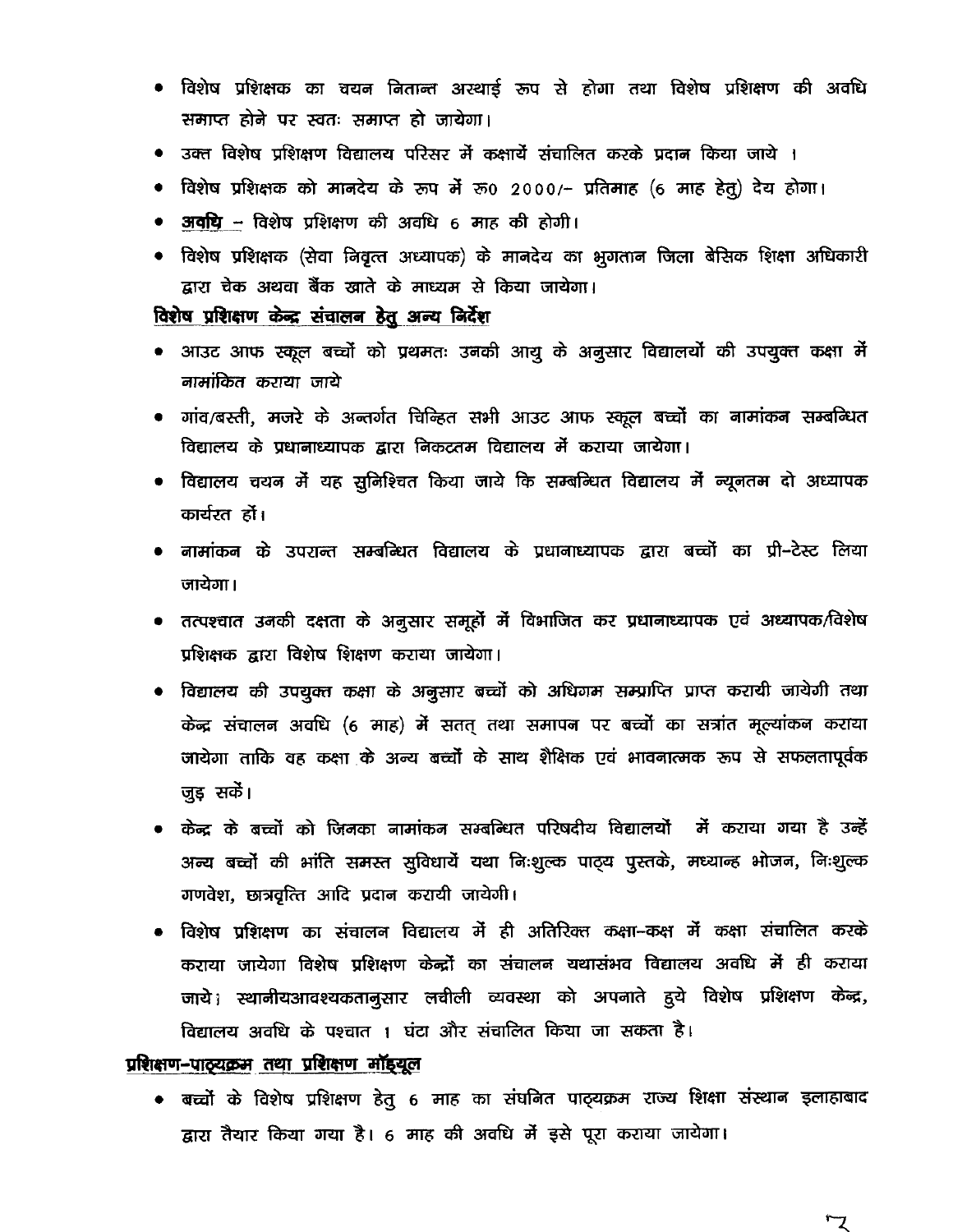- विशेष प्रशिक्षक का चयन नितान्त अस्थाई रूप से होगा तथा विशेष प्रशिक्षण की अवधि समाप्त होने पर स्वतः समाप्त हो जायेगा।
- उक्त विशेष प्रशिक्षण विद्यालय परिसर में कक्षायें संचालित करके प्रदान किया जाये ।
- विशेष प्रशिक्षक को मानदेय के रूप में रू0 2000/- प्रतिमाह (6 माह हेतु) देय होगा।
- **अवधि** – विशेष प्रशिक्षण की अवधि 6 माह की होगी।
- विशेष प्रशिक्षक (सेवा निवृत्त अध्यापक) के मानदेय का भुगतान जिला बेसिक शिक्षा अधिकारी द्वारा चेक अथवा बैंक खाते के माध्यम से किया जायेगा।

**विशेष प्रशिक्षण केन्द्र संचालन हेतु अन्य निर्देश**

- आउट आफ स्कूल बच्चों को प्रथमतः उनकी आयु के अनुसार विद्यालयों की उपयुक्त कक्षा में नामांकित कराया जाये
- गांव/बस्ती, मजरे के अन्तर्गत चिन्हित सभी आउट आफ स्कूल बच्चों का नामांकन सम्बन्धित विद्यालय के प्रधानाध्यापक द्वारा निकटतम विद्यालय में कराया जायेगा।
- विद्यालय चयन में यह सुनिश्चित किया जाये कि सम्बन्धित विद्यालय में न्यूनतम दो अध्यापक कार्यरत हों।
- नामांकन के उपरान्त सम्बन्धित विद्यालय के प्रधानाध्यापक द्वारा बच्चों का प्री-टेस्ट लिया जायेगा।
- तत्पश्चात उनकी दक्षता के अनुसार समूहों में विभाजित कर प्रधानाध्यापक एवं अध्यापक/विशेष प्रशिक्षक द्वारा विशेष शिक्षण कराया जायेगा।
- विद्यालय की उपयुक्त कक्षा के अनुसार बच्चों को अधिगम सम्प्राप्ति प्राप्त करायी जायेगी तथा केन्द्र संचालन अवधि (6 माह) में सतत् तथा समापन पर बच्चों का सत्रांत मूल्यांकन कराया जायेगा ताकि वह कक्षा के अन्य बच्चों के साथ शैक्षिक एवं भावनात्मक रूप से सफलतापूर्वक जुड़ सकें।
- केन्द्र के बच्चों को जिनका नामांकन सम्बन्धित परिषदीय विद्यालयों में कराया गया है उन्हें अन्य बच्चों की भांति समस्त सुविधायें यथा निःशुल्क पाठ्य पुस्तके, मध्यान्ह भोजन, निःशुल्क गणवेश, छात्रवृत्ति आदि प्रदान करायी जायेगी।
- विशेष प्रशिक्षण का संचालन विद्यालय में ही अतिरिक्त कक्षा-कक्ष में कक्षा संचालित करके कराया जायेगा विशेष प्रशिक्षण केन्द्रों का संचालन यथासंभव विद्यालय अवधि में ही कराया जाये। स्थानीयआवश्यकतानुसार लचीली व्यवस्था को अपनाते हुये विशेष प्रशिक्षण केन्द्र, विद्यालय अवधि के पश्चात 1 घंटा और संचालित किया जा सकता है।

**प्रशिक्षण-पाठ्यक्रम तथा प्रशिक्षण मॉड्यूल**

- बच्चों के विशेष प्रशिक्षण हेतु 6 माह का संघनित पाठ्यक्रम राज्य शिक्षा संस्थान इलाहाबाद द्वारा तैयार किया गया है। 6 माह की अवधि में इसे पूरा कराया जायेगा।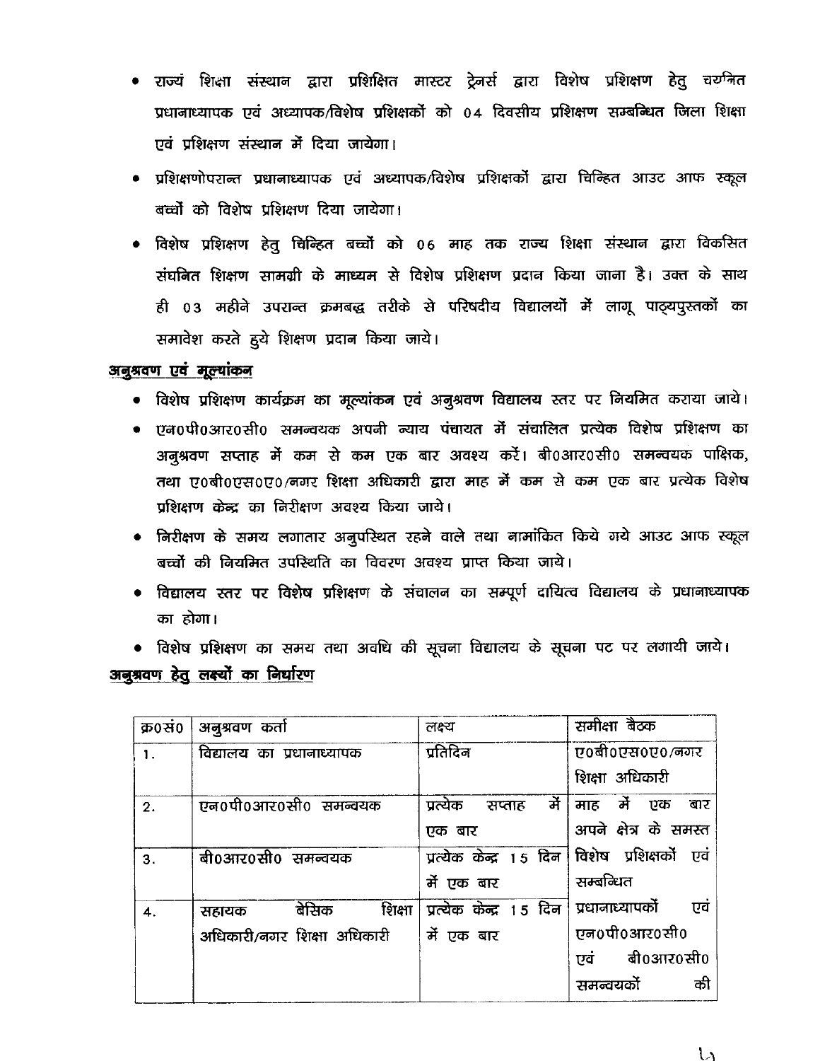- राज्यं शिक्षा संस्थान द्वारा प्रशिक्षित मास्टर ट्रेनर्स द्वारा विशेष प्रशिक्षण हेतु चयनित प्रधानाध्यापक एवं अध्यापक/विशेष प्रशिक्षकों को 04 दिवसीय प्रशिक्षण सम्बन्धित जिला शिक्षा एवं प्रशिक्षण संस्थान में दिया जायेगा।
- प्रशिक्षणोपरान्त प्रधानाध्यापक एवं अध्यापक/विशेष प्रशिक्षकों द्वारा चिन्हित आउट आफ स्कूल बच्चों को विशेष प्रशिक्षण दिया जायेगा।
- विशेष प्रशिक्षण हेतु चिन्हित बच्चों को 06 माह तक राज्य शिक्षा संस्थान द्वारा विकसित संघनित शिक्षण सामग्री के माध्यम से विशेष प्रशिक्षण प्रदान किया जाना है। उक्त के साथ ही 03 महीने उपरान्त क्रमबद्ध तरीके से परिषदीय विद्यालयों में लागू पाठ्यपुस्तकों का समावेश करते हुये शिक्षण प्रदान किया जाये।

**अनुश्रवण एवं मूल्यांकन**

- विशेष प्रशिक्षण कार्यक्रम का मूल्यांकन एवं अनुश्रवण विद्यालय स्तर पर नियमित कराया जाये।
- एन0पी0आर0सी0 समन्वयक अपनी न्याय पंचायत में संचालित प्रत्येक विशेष प्रशिक्षण का अनुश्रवण सप्ताह में कम से कम एक बार अवश्य करें। बी0आर0सी0 समन्वयक पाक्षिक, तथा ए0बी0एस0ए0/नगर शिक्षा अधिकारी द्वारा माह में कम से कम एक बार प्रत्येक विशेष प्रशिक्षण केन्द्र का निरीक्षण अवश्य किया जाये।
- निरीक्षण के समय लगातार अनुपस्थित रहने वाले तथा नामांकित किये गये आउट आफ स्कूल बच्चों की नियमित उपस्थिति का विवरण अवश्य प्राप्त किया जाये।
- विद्यालय स्तर पर विशेष प्रशिक्षण के संचालन का सम्पूर्ण दायित्व विद्यालय के प्रधानाध्यापक का होगा।
- विशेष प्रशिक्षण का समय तथा अवधि की सूचना विद्यालय के सूचना पट पर लगायी जाये।

**अनुश्रवण हेतु लक्ष्यों का निर्धारण**

| क्र0सं0 | अनुश्रवण कर्ता | लक्ष्य | समीक्षा बैठक |
|---|---|---|---|
| 1. | विद्यालय का प्रधानाध्यापक | प्रतिदिन | ए0बी0एस0ए0/नगर शिक्षा अधिकारी |
| 2. | एन0पी0आर0सी0 समन्वयक | प्रत्येक सप्ताह में एक बार | माह में एक बार अपने क्षेत्र के समस्त |
| 3. | बी0आर0सी0 समन्वयक | प्रत्येक केन्द्र 15 दिन में एक बार | विशेष प्रशिक्षकों एवं सम्बन्धित |
| 4. | सहायक बेसिक शिक्षा अधिकारी/नगर शिक्षा अधिकारी | प्रत्येक केन्द्र 15 दिन में एक बार | प्रधानाध्यापकों एवं एन0पी0आर0सी0 एवं बी0आर0सी0 समन्वयकों की |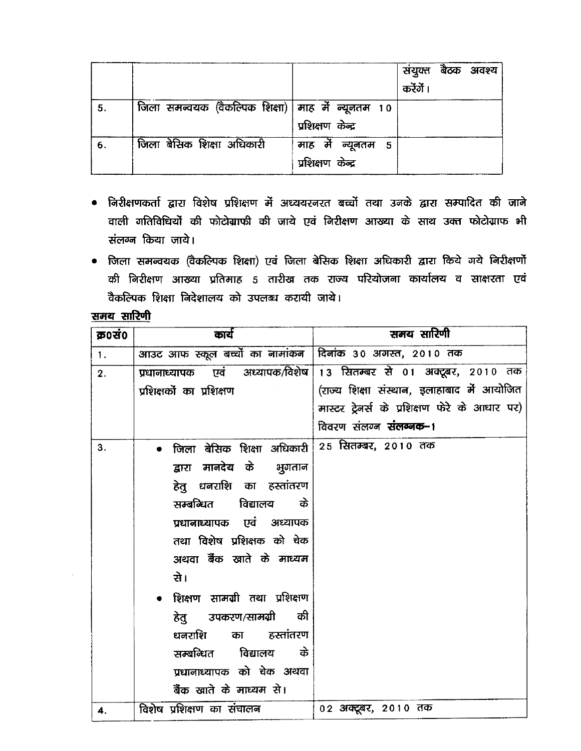|  |  |  | संयुक्त बैठक अवश्य करेंगें। |
| --- | --- | --- | --- |
| 5. | जिला समन्वयक (वैकल्पिक शिक्षा) | माह में न्यूनतम 10 प्रशिक्षण केन्द्र |  |
| 6. | जिला बेसिक शिक्षा अधिकारी | माह में न्यूनतम 5 प्रशिक्षण केन्द्र |  |

- निरीक्षणकर्ता द्वारा विशेष प्रशिक्षण में अध्ययरनरत बच्चों तथा उनके द्वारा सम्पादित की जाने वाली गतिविधियों की फोटोग्राफी की जाये एवं निरीक्षण आख्या के साथ उक्त फोटोग्राफ भी संलग्न किया जाये।
- जिला समन्वयक (वैकल्पिक शिक्षा) एवं जिला बेसिक शिक्षा अधिकारी द्वारा किये गये निरीक्षणों की निरीक्षण आख्या प्रतिमाह 5 तारीख तक राज्य परियोजना कार्यालय व साक्षरता एवं वैकल्पिक शिक्षा निदेशालय को उपलब्ध करायी जाये।

**<u>समय सारिणी</u>**

| क्र0सं0 | कार्य | समय सारिणी |
| --- | --- | --- |
| 1. | आउट आफ स्कूल बच्चों का नामांकन | दिनांक 30 अगस्त, 2010 तक |
| 2. | प्रधानाध्यापक एवं अध्यापक/विशेष प्रशिक्षकों का प्रशिक्षण | 13 सितम्बर से 01 अक्टूबर, 2010 तक (राज्य शिक्षा संस्थान, इलाहाबाद में आयोजित मास्टर ट्रेनर्स के प्रशिक्षण फेरे के आधार पर) विवरण संलग्न **संलग्नक-1** |
| 3. | • जिला बेसिक शिक्षा अधिकारी द्वारा मानदेय के भुगतान हेतु धनराशि का हस्तांतरण सम्बन्धित विद्यालय के प्रधानाध्यापक एवं अध्यापक तथा विशेष प्रशिक्षक को चेक अथवा बैंक खाते के माध्यम से।<br>• शिक्षण सामग्री तथा प्रशिक्षण हेतु उपकरण/सामग्री की धनराशि का हस्तांतरण सम्बन्धित विद्यालय के प्रधानाध्यापक को चेक अथवा बैंक खाते के माध्यम से। | 25 सितम्बर, 2010 तक |
| 4. | विशेष प्रशिक्षण का संचालन | 02 अक्टूबर, 2010 तक |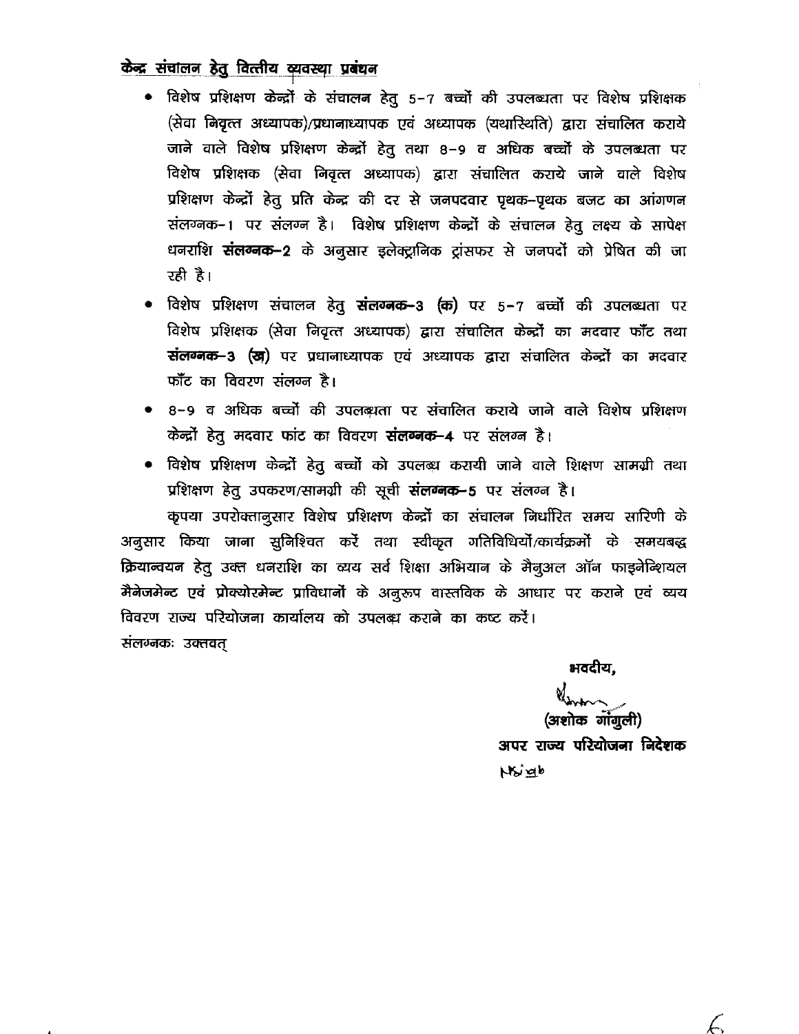**केन्द्र संचालन हेतु वित्तीय व्यवस्था प्रबंधन**

- विशेष प्रशिक्षण केन्द्रों के संचालन हेतु 5-7 बच्चों की उपलब्धता पर विशेष प्रशिक्षक (सेवा निवृत्त अध्यापक)/प्रधानाध्यापक एवं अध्यापक (यथास्थिति) द्वारा संचालित कराये जाने वाले विशेष प्रशिक्षण केन्द्रों हेतु तथा 8-9 व अधिक बच्चों के उपलब्धता पर विशेष प्रशिक्षक (सेवा निवृत्त अध्यापक) द्वारा संचालित कराये जाने वाले विशेष प्रशिक्षण केन्द्रों हेतु प्रति केन्द्र की दर से जनपदवार पृथक-पृथक बजट का आंगणन संलग्नक-1 पर संलग्न है। विशेष प्रशिक्षण केन्द्रों के संचालन हेतु लक्ष्य के सापेक्ष धनराशि **संलग्नक-2** के अनुसार इलेक्ट्रानिक ट्रांसफर से जनपदों को प्रेषित की जा रही है।
- विशेष प्रशिक्षण संचालन हेतु **संलग्नक-3 (क)** पर 5-7 बच्चों की उपलब्धता पर विशेष प्रशिक्षक (सेवा निवृत्त अध्यापक) द्वारा संचालित केन्द्रों का मदवार फॉट तथा **संलग्नक-3 (ख)** पर प्रधानाध्यापक एवं अध्यापक द्वारा संचालित केन्द्रों का मदवार फॉट का विवरण संलग्न है।
- 8-9 व अधिक बच्चों की उपलब्धता पर संचालित कराये जाने वाले विशेष प्रशिक्षण केन्द्रों हेतु मदवार फांट का विवरण **संलग्नक-4** पर संलग्न है।
- विशेष प्रशिक्षण केन्द्रों हेतु बच्चों को उपलब्ध करायी जाने वाले शिक्षण सामग्री तथा प्रशिक्षण हेतु उपकरण/सामग्री की सूची **संलग्नक-5** पर संलग्न है।

कृपया उपरोक्तानुसार विशेष प्रशिक्षण केन्द्रों का संचालन निर्धारित समय सारिणी के अनुसार किया जाना सुनिश्चित करें तथा स्वीकृत गतिविधियों/कार्यक्रमों के समयबद्ध क्रियान्वयन हेतु उक्त धनराशि का व्यय सर्व शिक्षा अभियान के मैनुअल ऑन फाइनेन्शियल मैनेजमेन्ट एवं प्रोक्योरमेन्ट प्राविधानों के अनुरूप वास्तविक के आधार पर कराने एवं व्यय विवरण राज्य परियोजना कार्यालय को उपलब्ध कराने का कष्ट करें।

संलग्नकः उक्तवत्

भवदीय,

(अशोक गांगुली)
अपर राज्य परियोजना निदेशक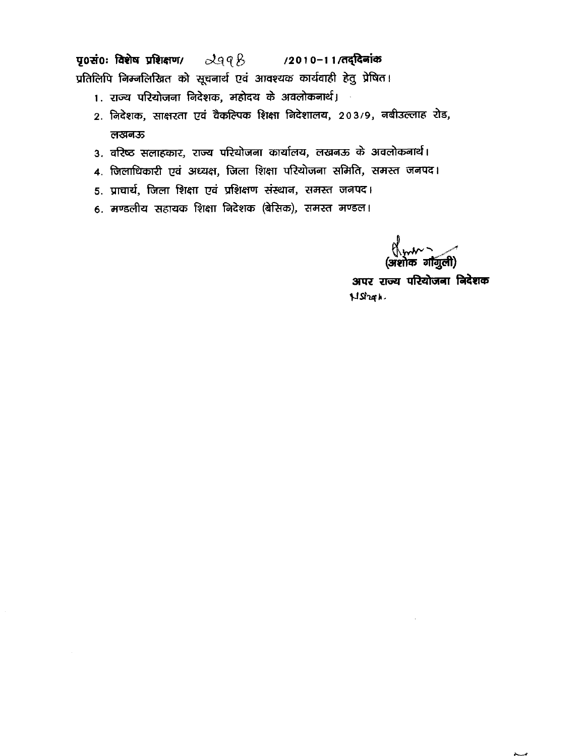**पृ0सं0: विशेष प्रशिक्षण/** 2998 **/2010-11/तद्दिनांक**

प्रतिलिपि निम्नलिखित को सूचनार्थ एवं आवश्यक कार्यवाही हेतु प्रेषित।

1. राज्य परियोजना निदेशक, महोदय के अवलोकनार्थ।
2. निदेशक, साक्षरता एवं वैकल्पिक शिक्षा निदेशालय, 203/9, नबीउल्लाह रोड, लखनऊ
3. वरिष्ठ सलाहकार, राज्य परियोजना कार्यालय, लखनऊ के अवलोकनार्थ।
4. जिलाधिकारी एवं अध्यक्ष, जिला शिक्षा परियोजना समिति, समस्त जनपद।
5. प्राचार्य, जिला शिक्षा एवं प्रशिक्षण संस्थान, समस्त जनपद।
6. मण्डलीय सहायक शिक्षा निदेशक (बेसिक), समस्त मण्डल।

(अशोक गांगुली)

**अपर राज्य परियोजना निदेशक**

N Shah.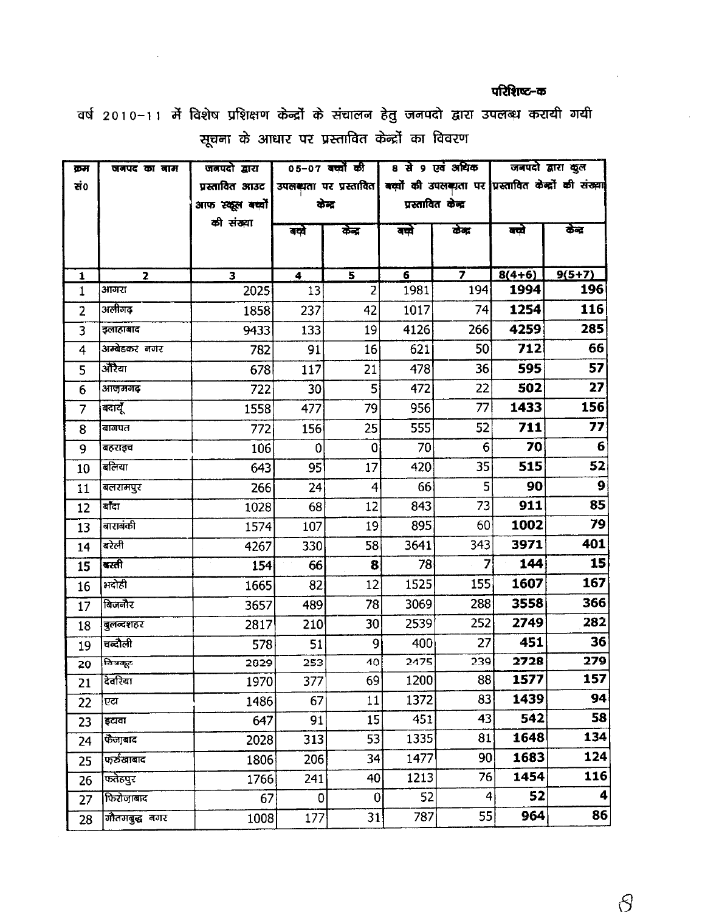परिशिष्ट–क

## वर्ष 2010–11 में विशेष प्रशिक्षण केन्द्रों के संचालन हेतु जनपदो द्वारा उपलब्ध करायी गयी सूचना के आधार पर प्रस्तावित केन्द्रों का विवरण

| क्रम सं0 | जनपद का नाम | जनपदो द्वारा प्रस्तावित आउट आफ स्कूल बच्चों की संख्या | 05–07 बच्चों की उपलब्धता पर प्रस्तावित केन्द्र | | 8 से 9 एवं अधिक बच्चों की उपलब्धता पर प्रस्तावित केन्द्र | | जनपदो द्वारा कुल प्रस्तावित केन्द्रों की संख्या | |
|---|---|---|---|---|---|---|---|---|
| | | | बच्चे | केन्द्र | बच्चे | केन्द्र | बच्चे | केन्द्र |
| 1 | 2 | 3 | 4 | 5 | 6 | 7 | 8(4+6) | 9(5+7) |
| 1 | आगरा | 2025 | 13 | 2 | 1981 | 194 | **1994** | **196** |
| 2 | अलीगढ़ | 1858 | 237 | 42 | 1017 | 74 | **1254** | **116** |
| 3 | इलाहाबाद | 9433 | 133 | 19 | 4126 | 266 | **4259** | **285** |
| 4 | अम्बेडकर नगर | 782 | 91 | 16 | 621 | 50 | **712** | **66** |
| 5 | औरैया | 678 | 117 | 21 | 478 | 36 | **595** | **57** |
| 6 | आज़मगढ़ | 722 | 30 | 5 | 472 | 22 | **502** | **27** |
| 7 | बदायूँ | 1558 | 477 | 79 | 956 | 77 | **1433** | **156** |
| 8 | बागपत | 772 | 156 | 25 | 555 | 52 | **711** | **77** |
| 9 | बहराइच | 106 | 0 | 0 | 70 | 6 | **70** | **6** |
| 10 | बलिया | 643 | 95 | 17 | 420 | 35 | **515** | **52** |
| 11 | बलरामपुर | 266 | 24 | 4 | 66 | 5 | **90** | **9** |
| 12 | बाँदा | 1028 | 68 | 12 | 843 | 73 | **911** | **85** |
| 13 | बाराबंकी | 1574 | 107 | 19 | 895 | 60 | **1002** | **79** |
| 14 | बरेली | 4267 | 330 | 58 | 3641 | 343 | **3971** | **401** |
| 15 | बस्ती | 154 | 66 | 8 | 78 | 7 | **144** | **15** |
| 16 | भदोही | 1665 | 82 | 12 | 1525 | 155 | **1607** | **167** |
| 17 | बिजनौर | 3657 | 489 | 78 | 3069 | 288 | **3558** | **366** |
| 18 | बुलन्दशहर | 2817 | 210 | 30 | 2539 | 252 | **2749** | **282** |
| 19 | चन्दौली | 578 | 51 | 9 | 400 | 27 | **451** | **36** |
| 20 | चित्रकूट | 2829 | 253 | 40 | 2475 | 239 | **2728** | **279** |
| 21 | देवरिया | 1970 | 377 | 69 | 1200 | 88 | **1577** | **157** |
| 22 | एटा | 1486 | 67 | 11 | 1372 | 83 | **1439** | **94** |
| 23 | इटावा | 647 | 91 | 15 | 451 | 43 | **542** | **58** |
| 24 | फैजाबाद | 2028 | 313 | 53 | 1335 | 81 | **1648** | **134** |
| 25 | फर्रुखाबाद | 1806 | 206 | 34 | 1477 | 90 | **1683** | **124** |
| 26 | फतेहपुर | 1766 | 241 | 40 | 1213 | 76 | **1454** | **116** |
| 27 | फिरोज़ाबाद | 67 | 0 | 0 | 52 | 4 | **52** | **4** |
| 28 | गौतमबुद्ध नगर | 1008 | 177 | 31 | 787 | 55 | **964** | **86** |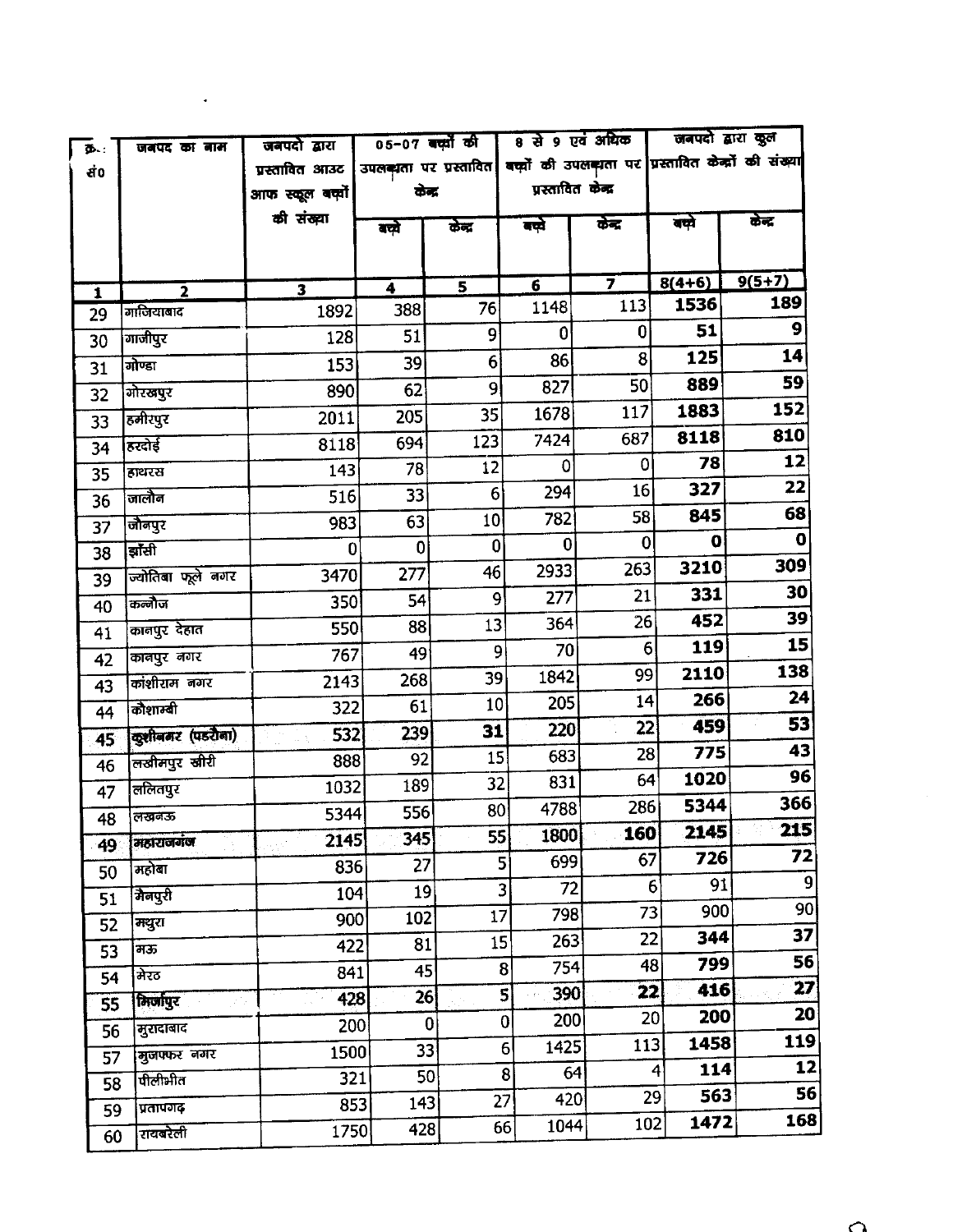| क्र॰ सं० | जनपद का नाम | जनपदों द्वारा प्रस्तावित आउट आफ स्कूल बच्चों की संख्या | 05-07 बच्चों की उपलब्धता पर प्रस्तावित केन्द्र | | 8 से 9 एवं अधिक बच्चों की उपलब्धता पर प्रस्तावित केन्द्र | | जनपदों द्वारा कुल प्रस्तावित केन्द्रों की संख्या | |
|---|---|---|---|---|---|---|---|---|
| | | | बच्चे | केन्द्र | बच्चे | केन्द्र | बच्चे | केन्द्र |
| 1 | 2 | 3 | 4 | 5 | 6 | 7 | 8(4+6) | 9(5+7) |
| 29 | गाजियाबाद | 1892 | 388 | 76 | 1148 | 113 | **1536** | **189** |
| 30 | गाजीपुर | 128 | 51 | 9 | 0 | 0 | **51** | **9** |
| 31 | गोण्डा | 153 | 39 | 6 | 86 | 8 | **125** | **14** |
| 32 | गोरखपुर | 890 | 62 | 9 | 827 | 50 | **889** | **59** |
| 33 | हमीरपुर | 2011 | 205 | 35 | 1678 | 117 | **1883** | **152** |
| 34 | हरदोई | 8118 | 694 | 123 | 7424 | 687 | **8118** | **810** |
| 35 | हाथरस | 143 | 78 | 12 | 0 | 0 | **78** | **12** |
| 36 | जालौन | 516 | 33 | 6 | 294 | 16 | **327** | **22** |
| 37 | जौनपुर | 983 | 63 | 10 | 782 | 58 | **845** | **68** |
| 38 | झाँसी | 0 | 0 | 0 | 0 | 0 | **0** | **0** |
| 39 | ज्योतिबा फूले नगर | 3470 | 277 | 46 | 2933 | 263 | **3210** | **309** |
| 40 | कन्नौज | 350 | 54 | 9 | 277 | 21 | **331** | **30** |
| 41 | कानपुर देहात | 550 | 88 | 13 | 364 | 26 | **452** | **39** |
| 42 | कानपुर नगर | 767 | 49 | 9 | 70 | 6 | **119** | **15** |
| 43 | कांशीराम नगर | 2143 | 268 | 39 | 1842 | 99 | **2110** | **138** |
| 44 | कौशाम्बी | 322 | 61 | 10 | 205 | 14 | **266** | **24** |
| 45 | कुशीनगर (पडरौना) | 532 | 239 | **31** | 220 | 22 | **459** | **53** |
| 46 | लखीमपुर खीरी | 888 | 92 | 15 | 683 | 28 | **775** | **43** |
| 47 | ललितपुर | 1032 | 189 | 32 | 831 | 64 | **1020** | **96** |
| 48 | लखनऊ | 5344 | 556 | 80 | 4788 | 286 | **5344** | **366** |
| 49 | महाराजगंज | 2145 | 345 | 55 | 1800 | **160** | **2145** | **215** |
| 50 | महोबा | 836 | 27 | 5 | 699 | 67 | **726** | **72** |
| 51 | मैनपुरी | 104 | 19 | 3 | 72 | 6 | 91 | 9 |
| 52 | मथुरा | 900 | 102 | 17 | 798 | 73 | 900 | 90 |
| 53 | मऊ | 422 | 81 | 15 | 263 | 22 | **344** | **37** |
| 54 | मेरठ | 841 | 45 | 8 | 754 | 48 | **799** | **56** |
| 55 | मिर्जापुर | 428 | 26 | 5 | 390 | **22** | **416** | **27** |
| 56 | मुरादाबाद | 200 | 0 | 0 | 200 | 20 | **200** | **20** |
| 57 | मुजफ्फर नगर | 1500 | 33 | 6 | 1425 | 113 | **1458** | **119** |
| 58 | पीलीभीत | 321 | 50 | 8 | 64 | 4 | **114** | **12** |
| 59 | प्रतापगढ़ | 853 | 143 | 27 | 420 | 29 | **563** | **56** |
| 60 | रायबरेली | 1750 | 428 | 66 | 1044 | 102 | **1472** | **168** |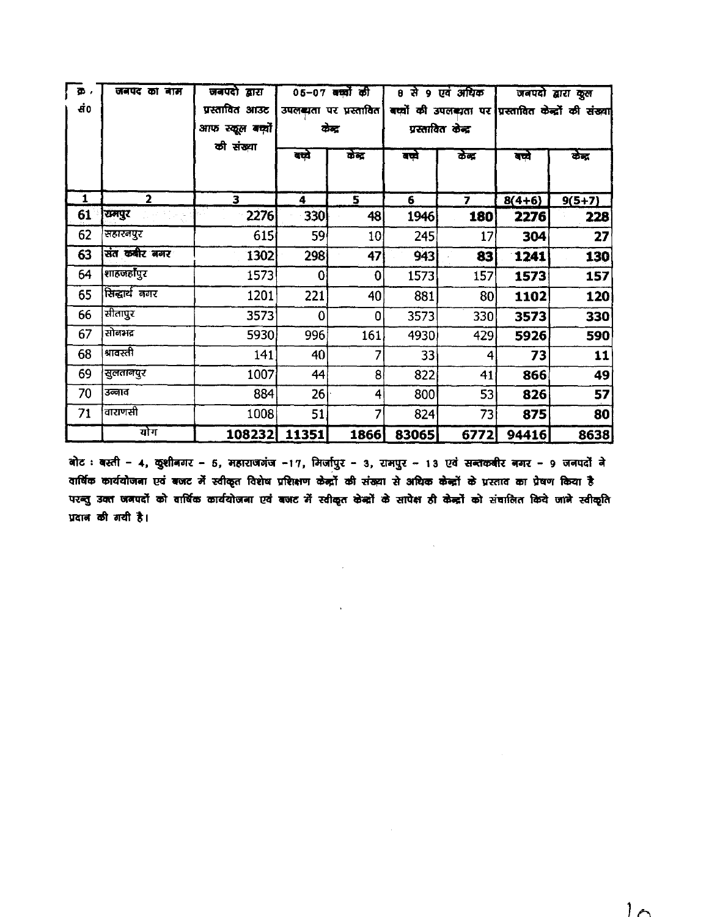| क्र. सं0 | जनपद का नाम | जनपदो द्वारा प्रस्तावित आउट आफ स्कूल बच्चों की संख्या | 05-07 बच्चों की उपलब्धता पर प्रस्तावित केन्द्र | | 8 से 9 एवं अधिक बच्चों की उपलब्धता पर प्रस्तावित केन्द्र | | जनपदो द्वारा कुल प्रस्तावित केन्द्रों की संख्या | |
|---|---|---|---|---|---|---|---|---|
| | | | बच्चे | केन्द्र | बच्चे | केन्द्र | बच्चे | केन्द्र |
| 1 | 2 | 3 | 4 | 5 | 6 | 7 | 8(4+6) | 9(5+7) |
| 61 | रामपुर | 2276 | 330 | 48 | 1946 | **180** | **2276** | **228** |
| 62 | सहारनपुर | 615 | 59 | 10 | 245 | 17 | **304** | **27** |
| 63 | संत कबीर नगर | 1302 | 298 | 47 | 943 | **83** | **1241** | **130** |
| 64 | शाहजहाँपुर | 1573 | 0 | 0 | 1573 | 157 | **1573** | **157** |
| 65 | सिद्धार्थ नगर | 1201 | 221 | 40 | 881 | 80 | **1102** | **120** |
| 66 | सीतापुर | 3573 | 0 | 0 | 3573 | 330 | **3573** | **330** |
| 67 | सोनभद्र | 5930 | 996 | 161 | 4930 | 429 | **5926** | **590** |
| 68 | श्रावस्ती | 141 | 40 | 7 | 33 | 4 | **73** | **11** |
| 69 | सुलतानपुर | 1007 | 44 | 8 | 822 | 41 | **866** | **49** |
| 70 | उन्नाव | 884 | 26 | 4 | 800 | 53 | **826** | **57** |
| 71 | वाराणसी | 1008 | 51 | 7 | 824 | 73 | **875** | **80** |
| | योग | **108232** | **11351** | **1866** | **83065** | **6772** | **94416** | **8638** |

**नोट : बस्ती - 4, कुशीनगर - 5, महाराजगंज -17, मिर्जापुर - 3, रामपुर - 13 एवं सन्तकबीर नगर - 9 जनपदों ने वार्षिक कार्ययोजना एवं बजट में स्वीकृत विशेष प्रशिक्षण केन्द्रों की संख्या से अधिक केन्द्रों के प्रस्ताव का प्रेषण किया है परन्तु उक्त जनपदों को वार्षिक कार्ययोजना एवं बजट में स्वीकृत केन्द्रों के सापेक्ष ही केन्द्रों को संचालित किये जाने स्वीकृति प्रदान की गयी है।**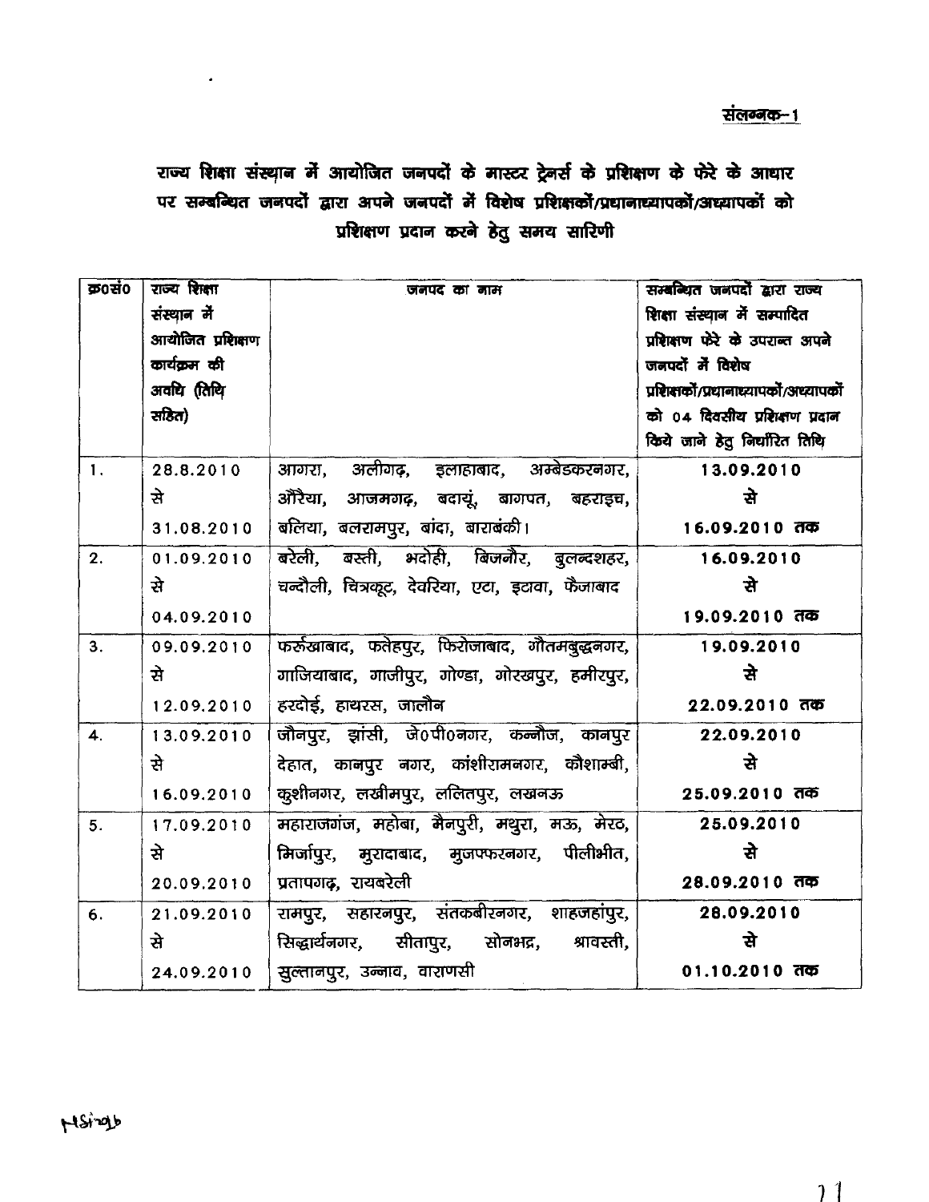संलग्नक–1

**राज्य शिक्षा संस्थान में आयोजित जनपदों के मास्टर ट्रेनर्स के प्रशिक्षण के फेरे के आधार पर सम्बन्धित जनपदों द्वारा अपने जनपदों में विशेष प्रशिक्षकों/प्रधानाध्यापकों/अध्यापकों को प्रशिक्षण प्रदान करने हेतु समय सारिणी**

| क्र0सं0 | राज्य शिक्षा संस्थान में आयोजित प्रशिक्षण कार्यक्रम की अवधि (तिथि सहित) | जनपद का नाम | सम्बन्धित जनपदों द्वारा राज्य शिक्षा संस्थान में सम्पादित प्रशिक्षण फेरे के उपरान्त अपने जनपदों में विशेष प्रशिक्षकों/प्रधानाध्यापकों/अध्यापकों को 04 दिवसीय प्रशिक्षण प्रदान किये जाने हेतु निर्धारित तिथि |
|---|---|---|---|
| 1. | 28.8.2010 से 31.08.2010 | आगरा, अलीगढ़, इलाहाबाद, अम्बेडकरनगर, औरैया, आजमगढ़, बदायूं, बागपत, बहराइच, बलिया, बलरामपुर, बांदा, बाराबंकी। | **13.09.2010 से 16.09.2010 तक** |
| 2. | 01.09.2010 से 04.09.2010 | बरेली, बस्ती, भदोही, बिजनौर, बुलन्दशहर, चन्दौली, चित्रकूट, देवरिया, एटा, इटावा, फैजाबाद | **16.09.2010 से 19.09.2010 तक** |
| 3. | 09.09.2010 से 12.09.2010 | फर्रुखाबाद, फतेहपुर, फिरोजाबाद, गौतमबुद्धनगर, गाजियाबाद, गाजीपुर, गोण्डा, गोरखपुर, हमीरपुर, हरदोई, हाथरस, जालौन | **19.09.2010 से 22.09.2010 तक** |
| 4. | 13.09.2010 से 16.09.2010 | जौनपुर, झांसी, जे0पी0नगर, कन्नौज, कानपुर देहात, कानपुर नगर, कांशीरामनगर, कौशाम्बी, कुशीनगर, लखीमपुर, ललितपुर, लखनऊ | **22.09.2010 से 25.09.2010 तक** |
| 5. | 17.09.2010 से 20.09.2010 | महाराजगंज, महोबा, मैनपुरी, मथुरा, मऊ, मेरठ, मिर्जापुर, मुरादाबाद, मुजफ्फरनगर, पीलीभीत, प्रतापगढ़, रायबरेली | **25.09.2010 से 28.09.2010 तक** |
| 6. | 21.09.2010 से 24.09.2010 | रामपुर, सहारनपुर, संतकबीरनगर, शाहजहांपुर, सिद्धार्थनगर, सीतापुर, सोनभद्र, श्रावस्ती, सुल्तानपुर, उन्नाव, वाराणसी | **28.09.2010 से 01.10.2010 तक** |

HSingh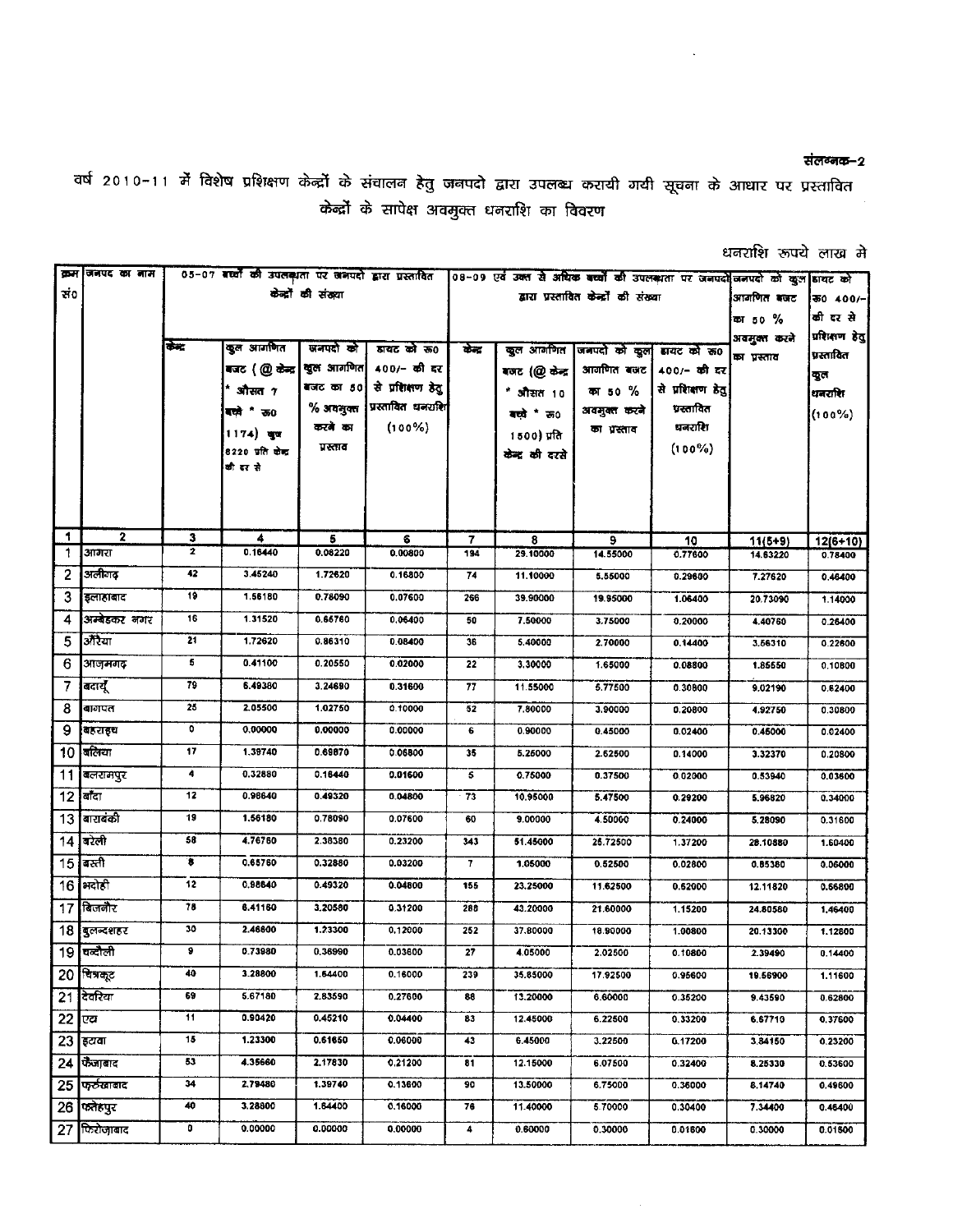संलग्नक-2

वर्ष 2010-11 में विशेष प्रशिक्षण केन्द्रों के संचालन हेतु जनपदो द्वारा उपलब्ध करायी गयी सूचना के आधार पर प्रस्तावित केन्द्रों के सापेक्ष अवमुक्त धनराशि का विवरण

धनराशि रूपये लाख मे

| क्रम सं0 | जनपद का नाम | 05-07 बच्चों की उपलब्धता पर जनपदो द्वारा प्रस्तावित केन्द्रों की संख्या | | | | 08-09 एवं उक्त से अधिक बच्चों की उपलब्धता पर जनपदो द्वारा प्रस्तावित केन्द्रों की संख्या | | | | जनपदो को कुल आगणित बजट का 50 % अवमुक्त करने का प्रस्ताव | डायट को रू0 400/- की दर से प्रशिक्षण हेतु प्रस्तावित कुल धनराशि (100%) |
|---|---|---|---|---|---|---|---|---|---|---|---|
| | | केन्द्र | कुल आगणित बजट ( @ केन्द्र * औसत 7 बच्चे * रू0 1174) कुल 8220 प्रति केन्द्र की दर से | जनपदो को कुल आगणित बजट का 50 % अवमुक्त करने का प्रस्ताव | डायट को रू0 400/- की दर से प्रशिक्षण हेतु प्रस्तावित धनराशि (100%) | केन्द्र | कुल आगणित बजट (@ केन्द्र * औसत 10 बच्चे * रू0 1500) प्रति केन्द्र की दरसे | जनपदो को कुल आगणित बजट का 50 % अवमुक्त करने का प्रस्ताव | डायट को रू0 400/- की दर से प्रशिक्षण हेतु प्रस्तावित धनराशि (100%) | | |
| 1 | 2 | 3 | 4 | 5 | 6 | 7 | 8 | 9 | 10 | 11(5+9) | 12(6+10) |
| 1 | आगरा | 2 | 0.16440 | 0.08220 | 0.00800 | 194 | 29.10000 | 14.55000 | 0.77600 | 14.63220 | 0.78400 |
| 2 | अलीगढ़ | 42 | 3.45240 | 1.72620 | 0.16800 | 74 | 11.10000 | 5.55000 | 0.29600 | 7.27620 | 0.46400 |
| 3 | इलाहाबाद | 19 | 1.56180 | 0.78090 | 0.07600 | 266 | 39.90000 | 19.95000 | 1.06400 | 20.73090 | 1.14000 |
| 4 | अम्बेडकर नगर | 16 | 1.31520 | 0.65760 | 0.06400 | 50 | 7.50000 | 3.75000 | 0.20000 | 4.40760 | 0.26400 |
| 5 | औरैया | 21 | 1.72620 | 0.86310 | 0.08400 | 36 | 5.40000 | 2.70000 | 0.14400 | 3.56310 | 0.22800 |
| 6 | आजमगढ़ | 5 | 0.41100 | 0.20550 | 0.02000 | 22 | 3.30000 | 1.65000 | 0.08800 | 1.85550 | 0.10800 |
| 7 | बदायूँ | 79 | 6.49380 | 3.24690 | 0.31600 | 77 | 11.55000 | 5.77500 | 0.30800 | 9.02190 | 0.62400 |
| 8 | बागपत | 25 | 2.05500 | 1.02750 | 0.10000 | 52 | 7.80000 | 3.90000 | 0.20800 | 4.92750 | 0.30800 |
| 9 | बहराइच | 0 | 0.00000 | 0.00000 | 0.00000 | 6 | 0.90000 | 0.45000 | 0.02400 | 0.45000 | 0.02400 |
| 10 | बलिया | 17 | 1.39740 | 0.69870 | 0.06800 | 35 | 5.25000 | 2.62500 | 0.14000 | 3.32370 | 0.20800 |
| 11 | बलरामपुर | 4 | 0.32880 | 0.16440 | 0.01600 | 5 | 0.75000 | 0.37500 | 0.02000 | 0.53940 | 0.03600 |
| 12 | बाँदा | 12 | 0.98640 | 0.49320 | 0.04800 | 73 | 10.95000 | 5.47500 | 0.29200 | 5.96820 | 0.34000 |
| 13 | बाराबंकी | 19 | 1.56180 | 0.78090 | 0.07600 | 60 | 9.00000 | 4.50000 | 0.24000 | 5.28090 | 0.31600 |
| 14 | बरेली | 58 | 4.76760 | 2.38380 | 0.23200 | 343 | 51.45000 | 25.72500 | 1.37200 | 28.10880 | 1.60400 |
| 15 | बस्ती | 8 | 0.65760 | 0.32880 | 0.03200 | 7 | 1.05000 | 0.52500 | 0.02800 | 0.85380 | 0.06000 |
| 16 | भदोही | 12 | 0.98640 | 0.49320 | 0.04800 | 155 | 23.25000 | 11.62500 | 0.62000 | 12.11820 | 0.66800 |
| 17 | बिजनौर | 78 | 6.41160 | 3.20580 | 0.31200 | 288 | 43.20000 | 21.60000 | 1.15200 | 24.80580 | 1.46400 |
| 18 | बुलन्दशहर | 30 | 2.46600 | 1.23300 | 0.12000 | 252 | 37.80000 | 18.90000 | 1.00800 | 20.13300 | 1.12800 |
| 19 | चन्दौली | 9 | 0.73980 | 0.36990 | 0.03600 | 27 | 4.05000 | 2.02500 | 0.10800 | 2.39490 | 0.14400 |
| 20 | चित्रकूट | 40 | 3.28800 | 1.64400 | 0.16000 | 239 | 35.85000 | 17.92500 | 0.95600 | 19.56900 | 1.11600 |
| 21 | देवरिया | 69 | 5.67180 | 2.83590 | 0.27600 | 88 | 13.20000 | 6.60000 | 0.35200 | 9.43590 | 0.62800 |
| 22 | एटा | 11 | 0.90420 | 0.45210 | 0.04400 | 83 | 12.45000 | 6.22500 | 0.33200 | 6.67710 | 0.37600 |
| 23 | इटावा | 15 | 1.23300 | 0.61650 | 0.06000 | 43 | 6.45000 | 3.22500 | 0.17200 | 3.84150 | 0.23200 |
| 24 | फैज़ाबाद | 53 | 4.35660 | 2.17830 | 0.21200 | 81 | 12.15000 | 6.07500 | 0.32400 | 8.25330 | 0.53600 |
| 25 | फर्रुखाबाद | 34 | 2.79480 | 1.39740 | 0.13600 | 90 | 13.50000 | 6.75000 | 0.36000 | 8.14740 | 0.49600 |
| 26 | फतेहपुर | 40 | 3.28800 | 1.64400 | 0.16000 | 76 | 11.40000 | 5.70000 | 0.30400 | 7.34400 | 0.46400 |
| 27 | फिरोज़ाबाद | 0 | 0.00000 | 0.00000 | 0.00000 | 4 | 0.60000 | 0.30000 | 0.01600 | 0.30000 | 0.01600 |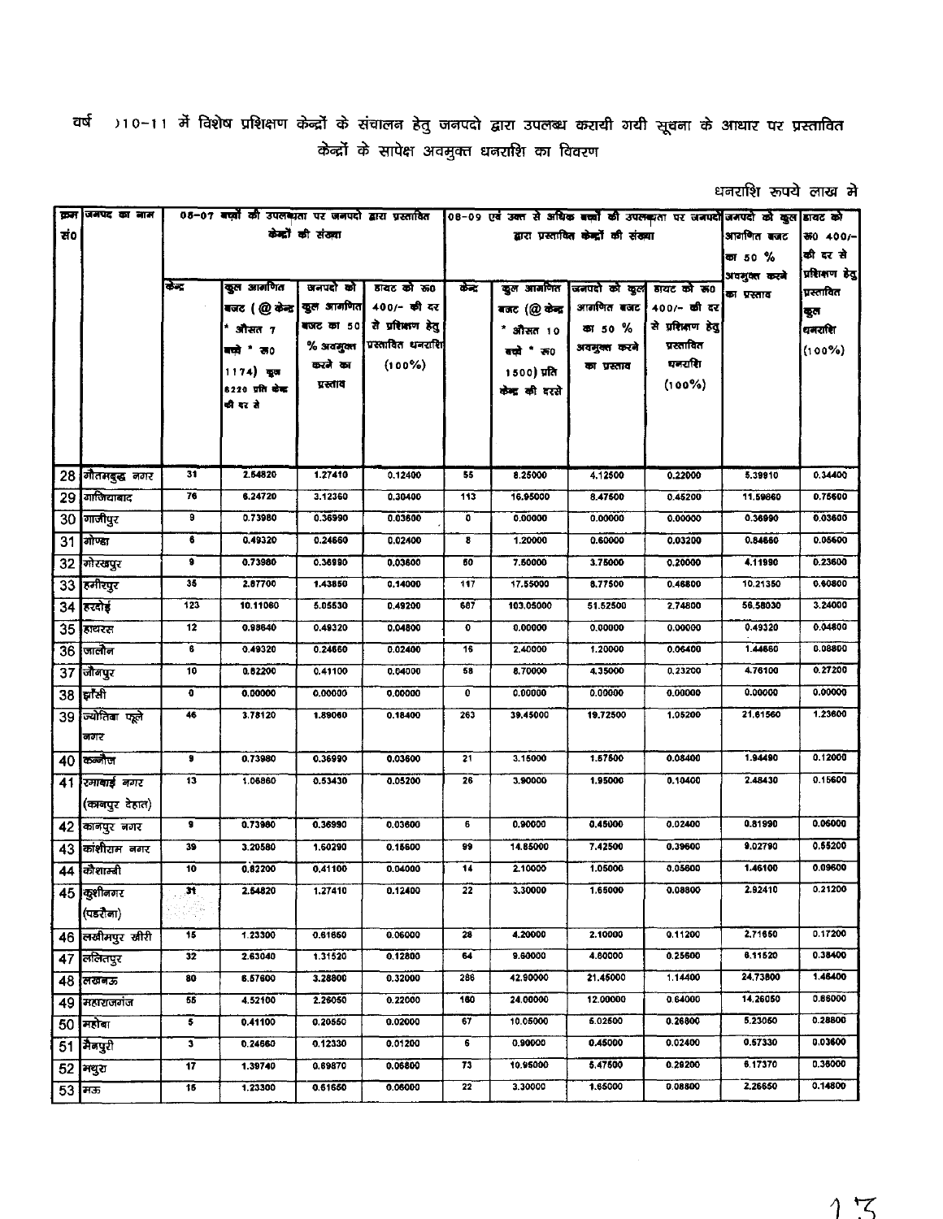वर्ष )10-11 में विशेष प्रशिक्षण केन्द्रों के संचालन हेतु जनपदो द्वारा उपलब्ध करायी गयी सूचना के आधार पर प्रस्तावित केन्द्रों के सापेक्ष अवमुक्त धनराशि का विवरण

धनराशि रुपये लाख मे

| क्रम सं0 | जनपद का नाम | 06-07 बच्चों की उपलब्धता पर जनपदों द्वारा प्रस्तावित केन्द्रों की संख्या | | | | 08-09 एवं उक्त से अधिक बच्चों की उपलब्धता पर जनपदों द्वारा प्रस्तावित केन्द्रों की संख्या | | | | जनपदो को कुल आगणित बजट का 50 % अवमुक्त करने का प्रस्ताव | डायट को रू0 400/- की दर से प्रशिक्षण हेतु प्रस्तावित कुल धनराशि (100%) |
|---|---|---|---|---|---|---|---|---|---|---|---|
| | | केन्द्र | कुल आगणित बजट ( @ केन्द्र * औसत 7 बच्चे * रू0 1174) कुल 8220 प्रति केन्द्र की दर से | जनपदो को कुल आगणित बजट का 50 % अवमुक्त करने का प्रस्ताव | डायट को रू0 400/- की दर से प्रशिक्षण हेतु प्रस्तावित धनराशि (100%) | केन्द्र | कुल आगणित बजट (@ केन्द्र * औसत 10 बच्चे * रू0 1500) प्रति केन्द्र की दरसे | जनपदो को कुल आगणित बजट का 50 % अवमुक्त करने का प्रस्ताव | डायट को रू0 400/- की दर से प्रशिक्षण हेतु प्रस्तावित धनराशि (100%) | | |
| 28 | गौतमबुद्ध नगर | 31 | 2.54820 | 1.27410 | 0.12400 | 55 | 8.25000 | 4.12500 | 0.22000 | 5.39910 | 0.34400 |
| 29 | गाजियाबाद | 76 | 6.24720 | 3.12360 | 0.30400 | 113 | 16.95000 | 8.47500 | 0.45200 | 11.59860 | 0.75600 |
| 30 | गाजीपुर | 9 | 0.73980 | 0.36990 | 0.03600 | 0 | 0.00000 | 0.00000 | 0.00000 | 0.36990 | 0.03600 |
| 31 | गोण्डा | 6 | 0.49320 | 0.24660 | 0.02400 | 8 | 1.20000 | 0.60000 | 0.03200 | 0.84660 | 0.05600 |
| 32 | गोरखपुर | 9 | 0.73980 | 0.36990 | 0.03600 | 50 | 7.50000 | 3.75000 | 0.20000 | 4.11990 | 0.23600 |
| 33 | हमीरपुर | 35 | 2.87700 | 1.43850 | 0.14000 | 117 | 17.55000 | 8.77500 | 0.46800 | 10.21350 | 0.60800 |
| 34 | हरदोई | 123 | 10.11060 | 5.05530 | 0.49200 | 687 | 103.05000 | 51.52500 | 2.74800 | 56.58030 | 3.24000 |
| 35 | हाथरस | 12 | 0.98640 | 0.49320 | 0.04800 | 0 | 0.00000 | 0.00000 | 0.00000 | 0.49320 | 0.04800 |
| 36 | जालौन | 6 | 0.49320 | 0.24660 | 0.02400 | 16 | 2.40000 | 1.20000 | 0.06400 | 1.44660 | 0.08800 |
| 37 | जौनपुर | 10 | 0.82200 | 0.41100 | 0.04000 | 58 | 8.70000 | 4.35000 | 0.23200 | 4.76100 | 0.27200 |
| 38 | झाँसी | 0 | 0.00000 | 0.00000 | 0.00000 | 0 | 0.00000 | 0.00000 | 0.00000 | 0.00000 | 0.00000 |
| 39 | ज्योतिबा फूले नगर | 46 | 3.78120 | 1.89060 | 0.18400 | 263 | 39.45000 | 19.72500 | 1.05200 | 21.61560 | 1.23600 |
| 40 | कन्नौज | 9 | 0.73980 | 0.36990 | 0.03600 | 21 | 3.15000 | 1.57500 | 0.08400 | 1.94490 | 0.12000 |
| 41 | रमाबाई नगर (कानपुर देहात) | 13 | 1.06860 | 0.53430 | 0.05200 | 26 | 3.90000 | 1.95000 | 0.10400 | 2.48430 | 0.15600 |
| 42 | कानपुर नगर | 9 | 0.73980 | 0.36990 | 0.03600 | 6 | 0.90000 | 0.45000 | 0.02400 | 0.81990 | 0.06000 |
| 43 | कांशीराम नगर | 39 | 3.20580 | 1.60290 | 0.15600 | 99 | 14.85000 | 7.42500 | 0.39600 | 9.02790 | 0.55200 |
| 44 | कौशाम्बी | 10 | 0.82200 | 0.41100 | 0.04000 | 14 | 2.10000 | 1.05000 | 0.05600 | 1.46100 | 0.09600 |
| 45 | कुशीनगर (पडरौना) | 31 | 2.54820 | 1.27410 | 0.12400 | 22 | 3.30000 | 1.65000 | 0.08800 | 2.92410 | 0.21200 |
| 46 | लखीमपुर खीरी | 15 | 1.23300 | 0.61650 | 0.06000 | 28 | 4.20000 | 2.10000 | 0.11200 | 2.71650 | 0.17200 |
| 47 | ललितपुर | 32 | 2.63040 | 1.31520 | 0.12800 | 64 | 9.60000 | 4.80000 | 0.25600 | 6.11520 | 0.38400 |
| 48 | लखनऊ | 80 | 6.57600 | 3.28800 | 0.32000 | 286 | 42.90000 | 21.45000 | 1.14400 | 24.73800 | 1.46400 |
| 49 | महाराजगंज | 55 | 4.52100 | 2.26050 | 0.22000 | 160 | 24.00000 | 12.00000 | 0.64000 | 14.26050 | 0.86000 |
| 50 | महोबा | 5 | 0.41100 | 0.20550 | 0.02000 | 67 | 10.05000 | 5.02500 | 0.26800 | 5.23050 | 0.28800 |
| 51 | मैनपुरी | 3 | 0.24660 | 0.12330 | 0.01200 | 6 | 0.90000 | 0.45000 | 0.02400 | 0.57330 | 0.03600 |
| 52 | मथुरा | 17 | 1.39740 | 0.69870 | 0.06800 | 73 | 10.95000 | 5.47500 | 0.29200 | 6.17370 | 0.36000 |
| 53 | मऊ | 15 | 1.23300 | 0.61650 | 0.06000 | 22 | 3.30000 | 1.65000 | 0.08800 | 2.26650 | 0.14800 |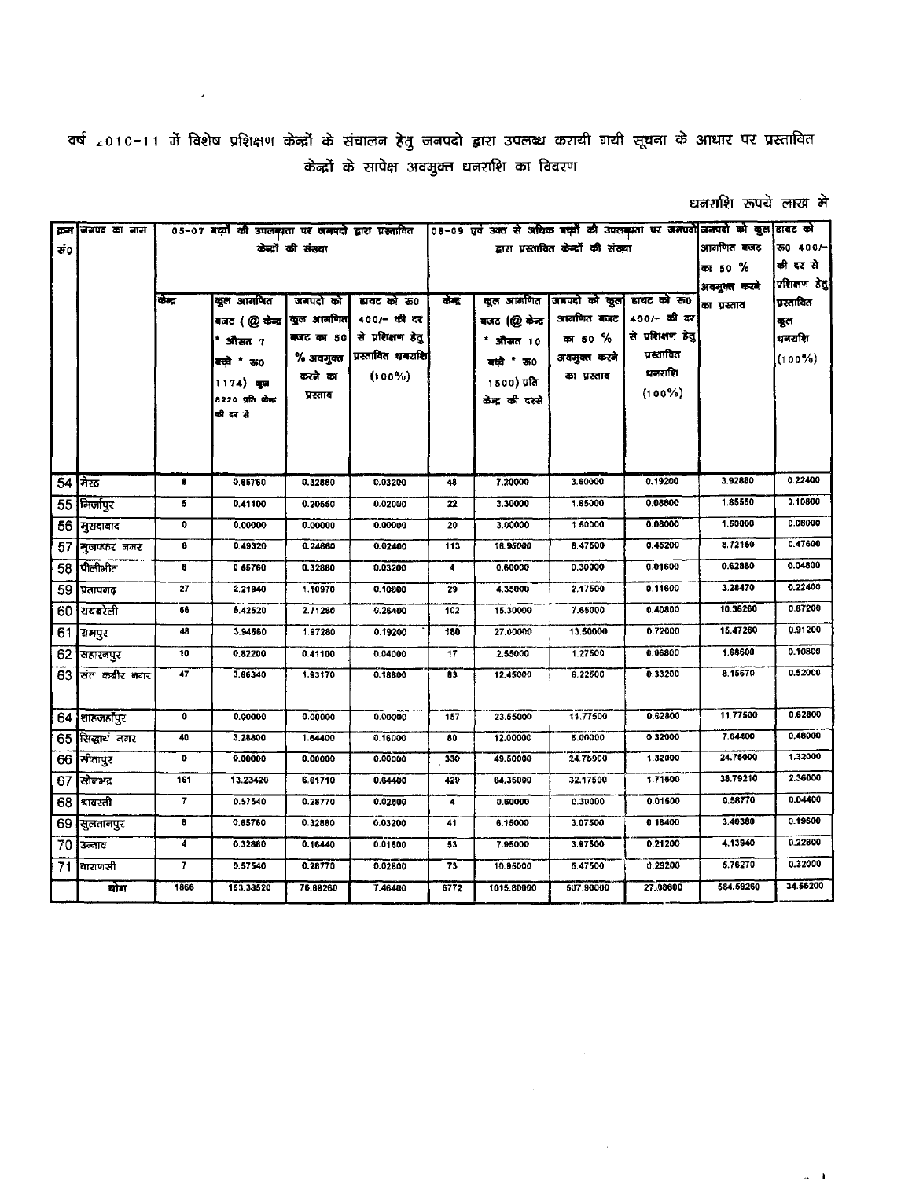वर्ष 2010-11 में विशेष प्रशिक्षण केन्द्रों के संचालन हेतु जनपदो द्वारा उपलब्ध करायी गयी सूचना के आधार पर प्रस्तावित केन्द्रों के सापेक्ष अवमुक्त धनराशि का विवरण

धनराशि रूपये लाख मे

| क्रम सं0 | जनपद का नाम | 05-07 बच्चों की उपलब्धता पर जनपदो द्वारा प्रस्तावित केन्द्रों की संख्या | | | | 08-09 एवं उक्त से अधिक बच्चों की उपलब्धता पर जनपदो द्वारा प्रस्तावित केन्द्रों की संख्या | | | | जनपदो को कुल आगणित बजट का 50 % अवमुक्त करने का प्रस्ताव | डायट को रू0 400/- की दर से प्रशिक्षण हेतु प्रस्तावित कुल धनराशि (100%) |
|---|---|---|---|---|---|---|---|---|---|---|---|
| | | केन्द्र | कुल आगणित बजट ( @ केन्द्र * औसत 7 बच्चे * रू0 1174) कुल 8220 प्रति केन्द्र की दर से | जनपदो को कुल आगणित बजट का 50 % अवमुक्त करने का प्रस्ताव | डायट को रू0 400/- की दर से प्रशिक्षण हेतु प्रस्तावित धनराशि (100%) | केन्द्र | कुल आगणित बजट (@ केन्द्र * औसत 10 बच्चे * रू0 1500) प्रति केन्द्र की दरसे | जनपदो को कुल आगणित बजट का 50 % अवमुक्त करने का प्रस्ताव | डायट को रू0 400/- की दर से प्रशिक्षण हेतु प्रस्तावित धनराशि (100%) | | |
| 54 | मेरठ | 8 | 0.65760 | 0.32880 | 0.03200 | 48 | 7.20000 | 3.60000 | 0.19200 | 3.92880 | 0.22400 |
| 55 | मिर्जापुर | 5 | 0.41100 | 0.20550 | 0.02000 | 22 | 3.30000 | 1.65000 | 0.08800 | 1.85550 | 0.10800 |
| 56 | मुरादाबाद | 0 | 0.00000 | 0.00000 | 0.00000 | 20 | 3.00000 | 1.50000 | 0.08000 | 1.50000 | 0.08000 |
| 57 | मुजफ्फर नगर | 6 | 0.49320 | 0.24660 | 0.02400 | 113 | 16.95000 | 8.47500 | 0.45200 | 8.72160 | 0.47600 |
| 58 | पीलीभीत | 8 | 0.65760 | 0.32880 | 0.03200 | 4 | 0.60000 | 0.30000 | 0.01600 | 0.62880 | 0.04800 |
| 59 | प्रतापगढ़ | 27 | 2.21940 | 1.10970 | 0.10800 | 29 | 4.35000 | 2.17500 | 0.11600 | 3.28470 | 0.22400 |
| 60 | रायबरेली | 66 | 5.42520 | 2.71260 | 0.26400 | 102 | 15.30000 | 7.65000 | 0.40800 | 10.36260 | 0.67200 |
| 61 | रामपुर | 48 | 3.94560 | 1.97280 | 0.19200 | 180 | 27.00000 | 13.50000 | 0.72000 | 15.47280 | 0.91200 |
| 62 | सहारनपुर | 10 | 0.82200 | 0.41100 | 0.04000 | 17 | 2.55000 | 1.27500 | 0.06800 | 1.68600 | 0.10800 |
| 63 | संत कबीर नगर | 47 | 3.86340 | 1.93170 | 0.18800 | 83 | 12.45000 | 6.22500 | 0.33200 | 8.15670 | 0.52000 |
| 64 | शाहजहाँपुर | 0 | 0.00000 | 0.00000 | 0.00000 | 157 | 23.55000 | 11.77500 | 0.62800 | 11.77500 | 0.62800 |
| 65 | सिद्धार्थ नगर | 40 | 3.28800 | 1.64400 | 0.16000 | 80 | 12.00000 | 6.00000 | 0.32000 | 7.64400 | 0.48000 |
| 66 | सीतापुर | 0 | 0.00000 | 0.00000 | 0.00000 | 330 | 49.50000 | 24.75000 | 1.32000 | 24.75000 | 1.32000 |
| 67 | सोनभद्र | 161 | 13.23420 | 6.61710 | 0.64400 | 429 | 64.35000 | 32.17500 | 1.71600 | 38.79210 | 2.36000 |
| 68 | श्रावस्ती | 7 | 0.57540 | 0.28770 | 0.02800 | 4 | 0.60000 | 0.30000 | 0.01600 | 0.58770 | 0.04400 |
| 69 | सुलतानपुर | 8 | 0.65760 | 0.32880 | 0.03200 | 41 | 6.15000 | 3.07500 | 0.16400 | 3.40380 | 0.19600 |
| 70 | उन्नाव | 4 | 0.32880 | 0.16440 | 0.01600 | 53 | 7.95000 | 3.97500 | 0.21200 | 4.13940 | 0.22800 |
| 71 | वाराणसी | 7 | 0.57540 | 0.28770 | 0.02800 | 73 | 10.95000 | 5.47500 | 0.29200 | 5.76270 | 0.32000 |
| | योग | 1866 | 153.38520 | 76.69260 | 7.46400 | 6772 | 1015.80000 | 507.90000 | 27.08800 | 584.59260 | 34.55200 |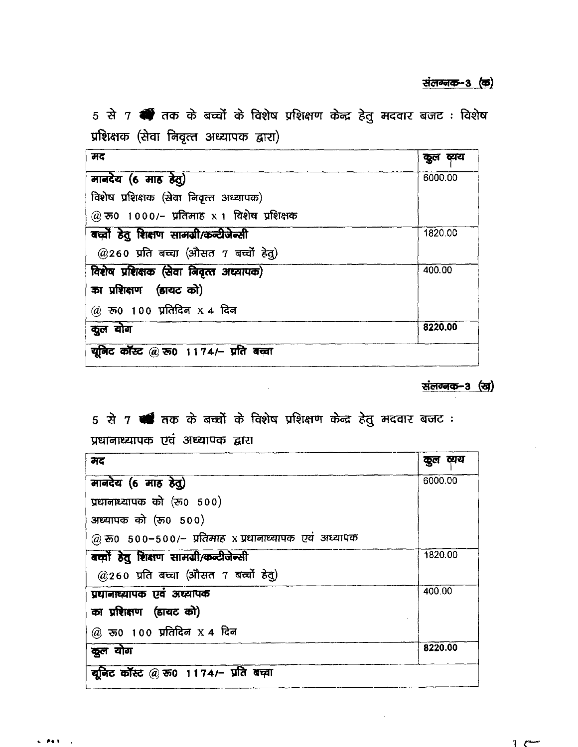**संलग्नक-3 (क)**

5 से 7 वर्ष तक के बच्चों के विशेष प्रशिक्षण केन्द्र हेतु मदवार बजट : विशेष प्रशिक्षक (सेवा निवृत्त अध्यापक द्वारा)

| मद | कुल व्यय |
|---|---|
| **मानदेय (6 माह हेतु)**<br>विशेष प्रशिक्षक (सेवा निवृत्त अध्यापक)<br>@ रू0 1000/- प्रतिमाह x 1 विशेष प्रशिक्षक | 6000.00 |
| **बच्चों हेतु शिक्षण सामग्री/कन्टीजेन्सी**<br>@260 प्रति बच्चा (औसत 7 बच्चों हेतु) | 1820.00 |
| **विशेष प्रशिक्षक (सेवा निवृत्त अध्यापक) का प्रशिक्षण (डायट को)**<br>@ रू0 100 प्रतिदिन X 4 दिन | 400.00 |
| **कुल योग** | **8220.00** |
| **यूनिट कॉस्ट @ रू0 1174/- प्रति बच्चा** | |

**संलग्नक-3 (ख)**

5 से 7 वर्ष तक के बच्चों के विशेष प्रशिक्षण केन्द्र हेतु मदवार बजट : प्रधानाध्यापक एवं अध्यापक द्वारा

| मद | कुल व्यय |
|---|---|
| **मानदेय (6 माह हेतु)**<br>प्रधानाध्यापक को (रू0 500)<br>अध्यापक को (रू0 500)<br>@ रू0 500-500/- प्रतिमाह x प्रधानाध्यापक एवं अध्यापक | 6000.00 |
| **बच्चों हेतु शिक्षण सामग्री/कन्टीजेन्सी**<br>@260 प्रति बच्चा (औसत 7 बच्चों हेतु) | 1820.00 |
| **प्रधानाध्यापक एवं अध्यापक का प्रशिक्षण (डायट को)**<br>@ रू0 100 प्रतिदिन X 4 दिन | 400.00 |
| **कुल योग** | **8220.00** |
| **यूनिट कॉस्ट @ रू0 1174/- प्रति बच्चा** | |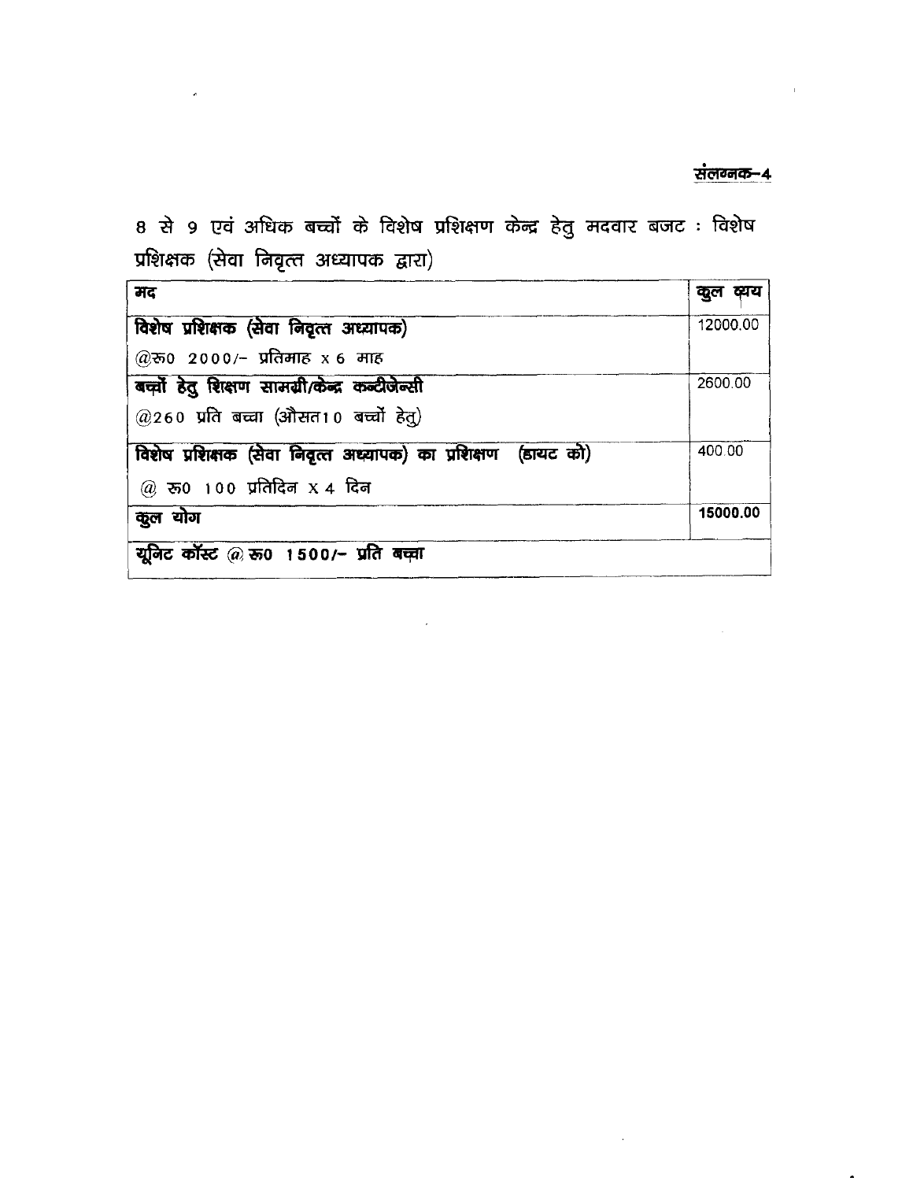**संलग्नक–4**

8 से 9 एवं अधिक बच्चों के विशेष प्रशिक्षण केन्द्र हेतु मदवार बजट : विशेष प्रशिक्षक (सेवा निवृत्त अध्यापक द्वारा)

| मद | कुल व्यय |
|---|---|
| **विशेष प्रशिक्षक (सेवा निवृत्त अध्यापक)**<br>@रू0 2000/- प्रतिमाह x 6 माह | 12000.00 |
| **बच्चों हेतु शिक्षण सामग्री/केन्द्र कन्टीजेन्सी**<br>@260 प्रति बच्चा (औसत10 बच्चों हेतु) | 2600.00 |
| **विशेष प्रशिक्षक (सेवा निवृत्त अध्यापक) का प्रशिक्षण (डायट को)**<br>@ रू0 100 प्रतिदिन X 4 दिन | 400.00 |
| **कुल योग** | **15000.00** |
| **यूनिट कॉस्ट @ रू0 1500/- प्रति बच्चा** | |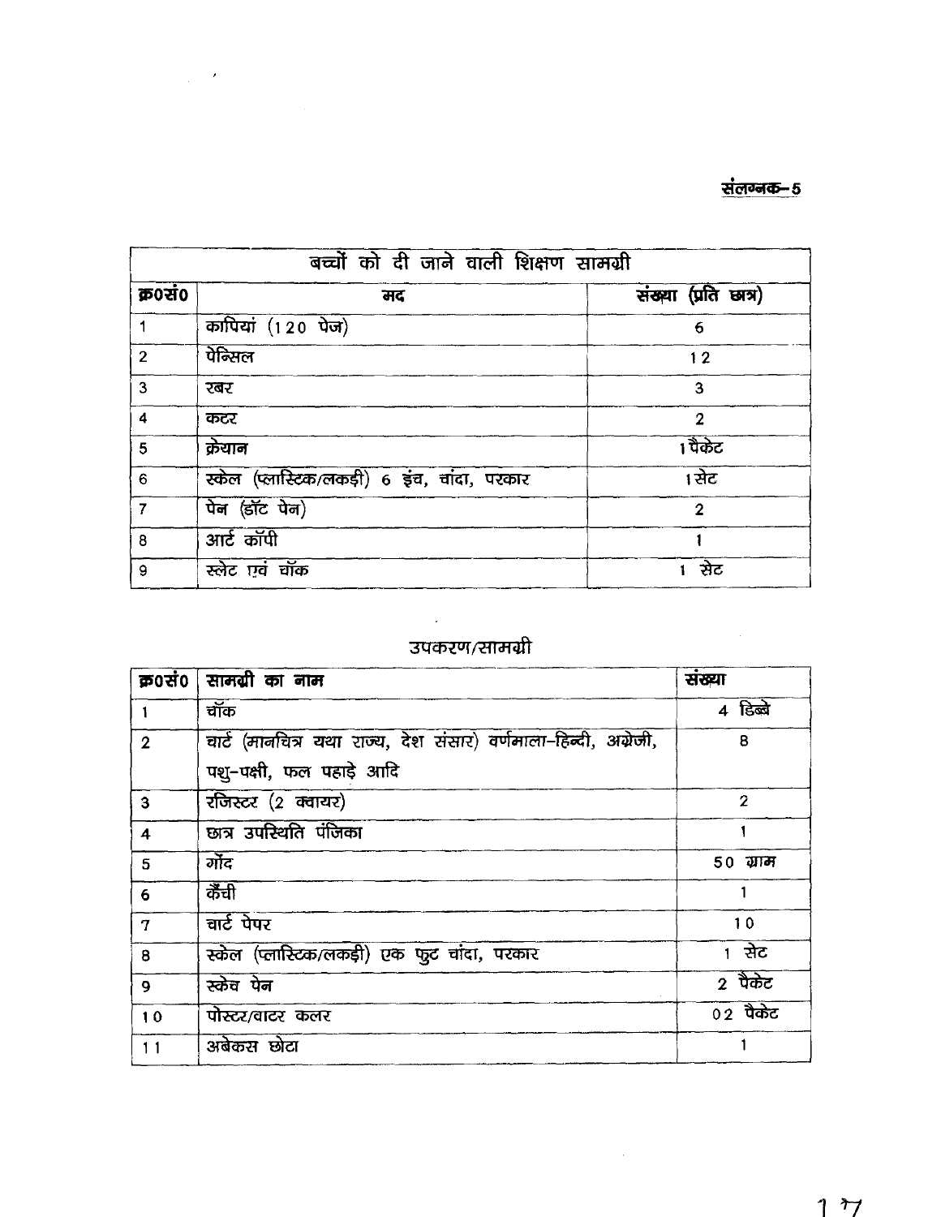**संलग्नक–5**

| बच्चों को दी जाने वाली शिक्षण सामग्री | | |
|---|---|---|
| क्र0सं0 | मद | संख्या (प्रति छात्र) |
| 1 | कापियां (120 पेज) | 6 |
| 2 | पेन्सिल | 12 |
| 3 | रबर | 3 |
| 4 | कटर | 2 |
| 5 | क्रेयान | 1 पैकेट |
| 6 | स्केल (प्लास्टिक/लकड़ी) 6 इंच, चांदा, परकार | 1 सेट |
| 7 | पेन (डॉट पेन) | 2 |
| 8 | आर्ट कॉपी | 1 |
| 9 | स्लेट एवं चॉक | 1 सेट |

## उपकरण/सामग्री

| क्र0सं0 | सामग्री का नाम | संख्या |
|---|---|---|
| 1 | चॉक | 4 डिब्बे |
| 2 | चार्ट (मानचित्र यथा राज्य, देश संसार) वर्णमाला–हिन्दी, अंग्रेजी, पशु–पक्षी, फल पहाड़े आदि | 8 |
| 3 | रजिस्टर (2 क्वायर) | 2 |
| 4 | छात्र उपस्थिति पंजिका | 1 |
| 5 | गोंद | 50 ग्राम |
| 6 | कैंची | 1 |
| 7 | चार्ट पेपर | 10 |
| 8 | स्केल (प्लास्टिक/लकड़ी) एक फुट चांदा, परकार | 1 सेट |
| 9 | स्केच पेन | 2 पैकेट |
| 10 | पोस्टर/वाटर कलर | 02 पैकेट |
| 11 | अबेकस छोटा | 1 |